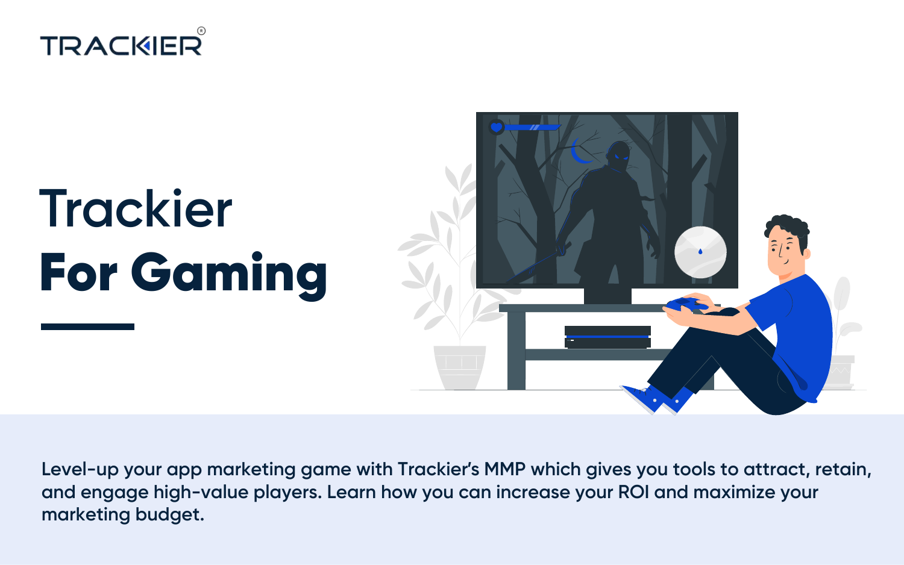TRACKIER®

# Trackier
# For Gaming

Level-up your app marketing game with Trackier's MMP which gives you tools to attract, retain, and engage high-value players. Learn how you can increase your ROI and maximize your marketing budget.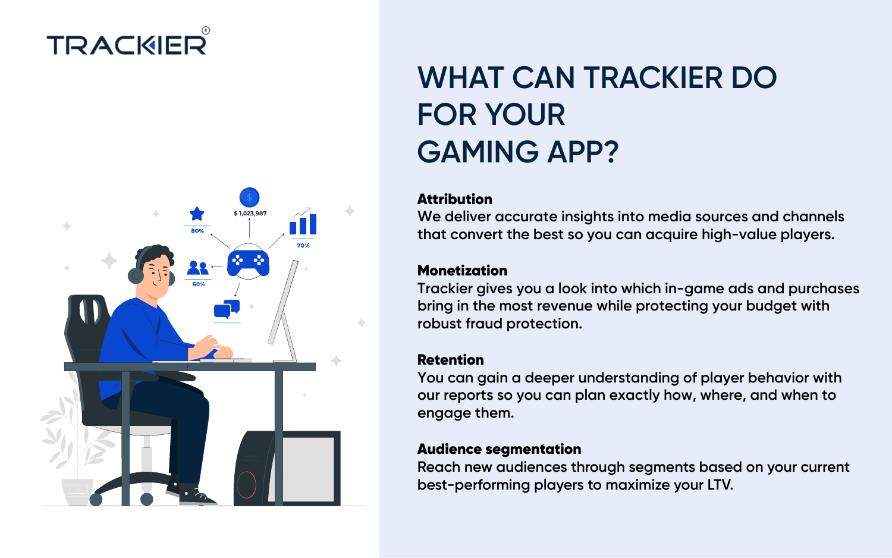# WHAT CAN TRACKIER DO FOR YOUR GAMING APP?

**Attribution**
We deliver accurate insights into media sources and channels that convert the best so you can acquire high-value players.

**Monetization**
Trackier gives you a look into which in-game ads and purchases bring in the most revenue while protecting your budget with robust fraud protection.

**Retention**
You can gain a deeper understanding of player behavior with our reports so you can plan exactly how, where, and when to engage them.

**Audience segmentation**
Reach new audiences through segments based on your current best-performing players to maximize your LTV.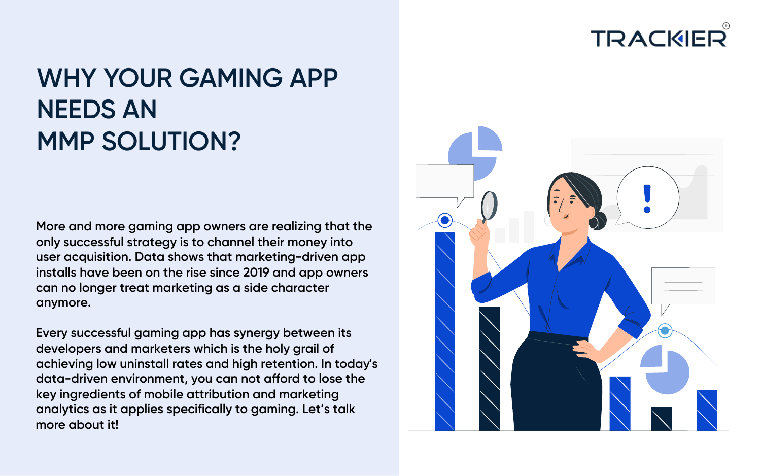# WHY YOUR GAMING APP NEEDS AN MMP SOLUTION?

More and more gaming app owners are realizing that the only successful strategy is to channel their money into user acquisition. Data shows that marketing-driven app installs have been on the rise since 2019 and app owners can no longer treat marketing as a side character anymore.

Every successful gaming app has synergy between its developers and marketers which is the holy grail of achieving low uninstall rates and high retention. In today's data-driven environment, you can not afford to lose the key ingredients of mobile attribution and marketing analytics as it applies specifically to gaming. Let's talk more about it!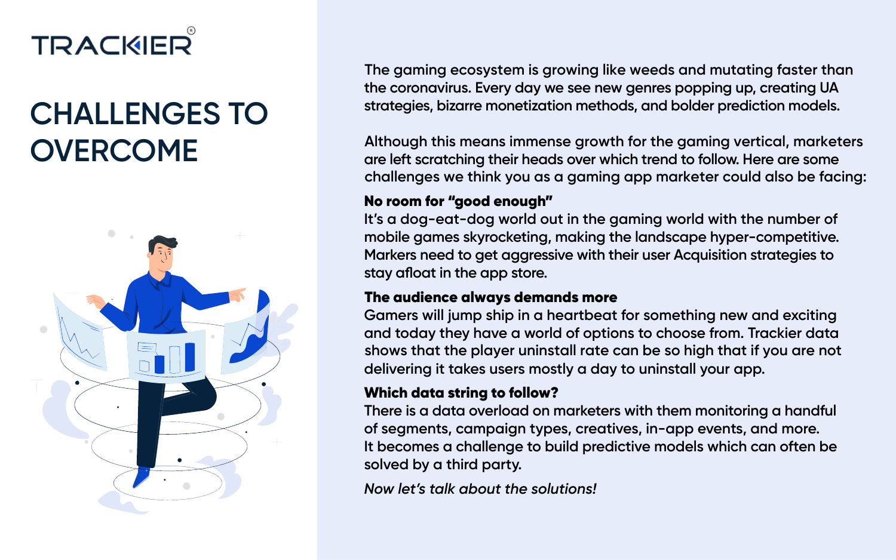# CHALLENGES TO OVERCOME

The gaming ecosystem is growing like weeds and mutating faster than the coronavirus. Every day we see new genres popping up, creating UA strategies, bizarre monetization methods, and bolder prediction models.

Although this means immense growth for the gaming vertical, marketers are left scratching their heads over which trend to follow. Here are some challenges we think you as a gaming app marketer could also be facing:

**No room for "good enough"**
It's a dog-eat-dog world out in the gaming world with the number of mobile games skyrocketing, making the landscape hyper-competitive. Markers need to get aggressive with their user Acquisition strategies to stay afloat in the app store.

**The audience always demands more**
Gamers will jump ship in a heartbeat for something new and exciting and today they have a world of options to choose from. Trackier data shows that the player uninstall rate can be so high that if you are not delivering it takes users mostly a day to uninstall your app.

**Which data string to follow?**
There is a data overload on marketers with them monitoring a handful of segments, campaign types, creatives, in-app events, and more. It becomes a challenge to build predictive models which can often be solved by a third party.

*Now let's talk about the solutions!*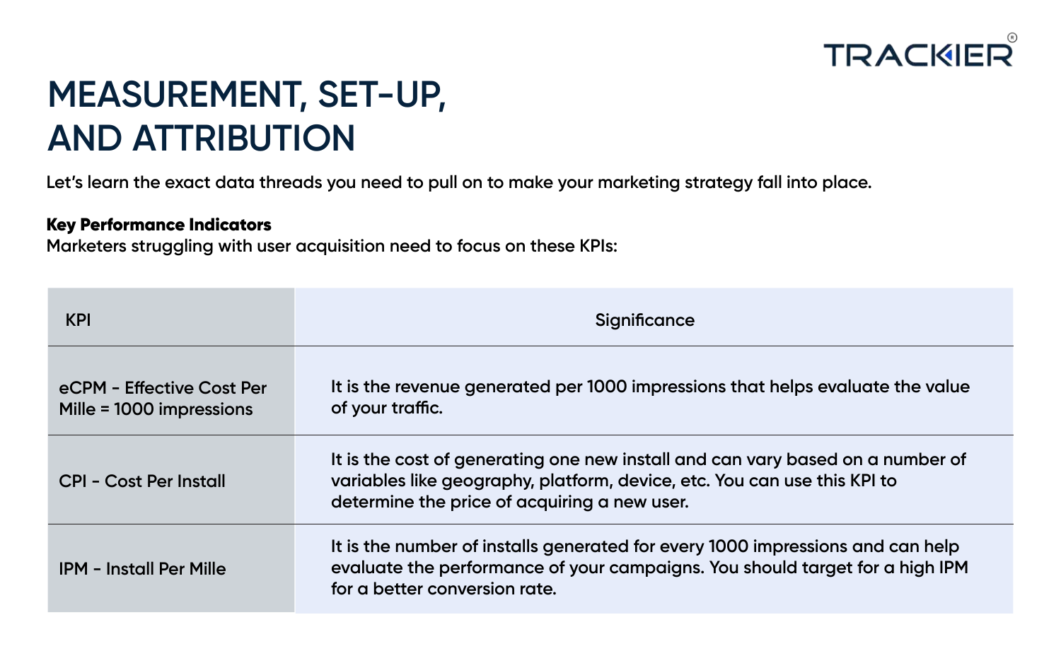# MEASUREMENT, SET-UP, AND ATTRIBUTION

Let's learn the exact data threads you need to pull on to make your marketing strategy fall into place.

**Key Performance Indicators**

Marketers struggling with user acquisition need to focus on these KPIs:

| KPI | Significance |
| --- | --- |
| eCPM - Effective Cost Per Mille = 1000 impressions | It is the revenue generated per 1000 impressions that helps evaluate the value of your traffic. |
| CPI - Cost Per Install | It is the cost of generating one new install and can vary based on a number of variables like geography, platform, device, etc. You can use this KPI to determine the price of acquiring a new user. |
| IPM - Install Per Mille | It is the number of installs generated for every 1000 impressions and can help evaluate the performance of your campaigns. You should target for a high IPM for a better conversion rate. |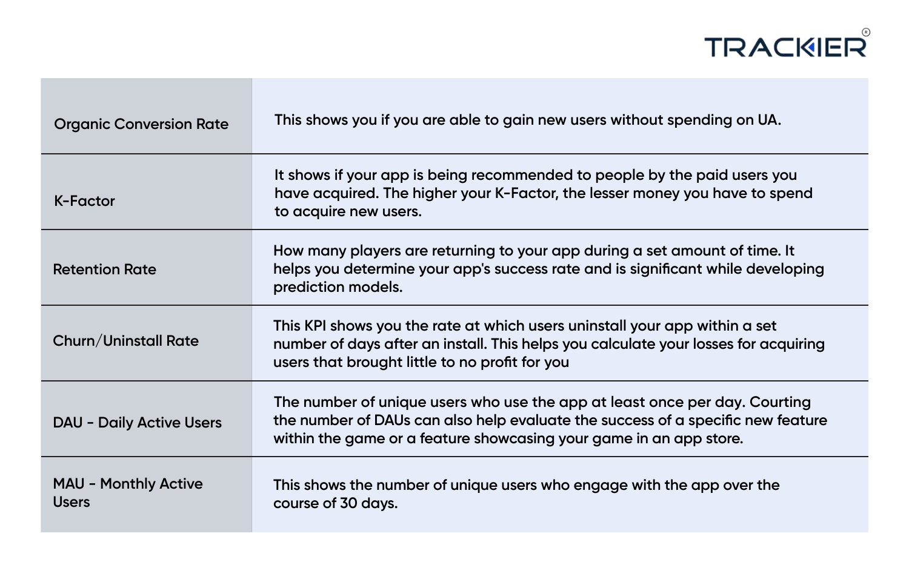| Metric | Description |
| --- | --- |
| Organic Conversion Rate | This shows you if you are able to gain new users without spending on UA. |
| K-Factor | It shows if your app is being recommended to people by the paid users you have acquired. The higher your K-Factor, the lesser money you have to spend to acquire new users. |
| Retention Rate | How many players are returning to your app during a set amount of time. It helps you determine your app's success rate and is significant while developing prediction models. |
| Churn/Uninstall Rate | This KPI shows you the rate at which users uninstall your app within a set number of days after an install. This helps you calculate your losses for acquiring users that brought little to no profit for you |
| DAU - Daily Active Users | The number of unique users who use the app at least once per day. Courting the number of DAUs can also help evaluate the success of a specific new feature within the game or a feature showcasing your game in an app store. |
| MAU - Monthly Active Users | This shows the number of unique users who engage with the app over the course of 30 days. |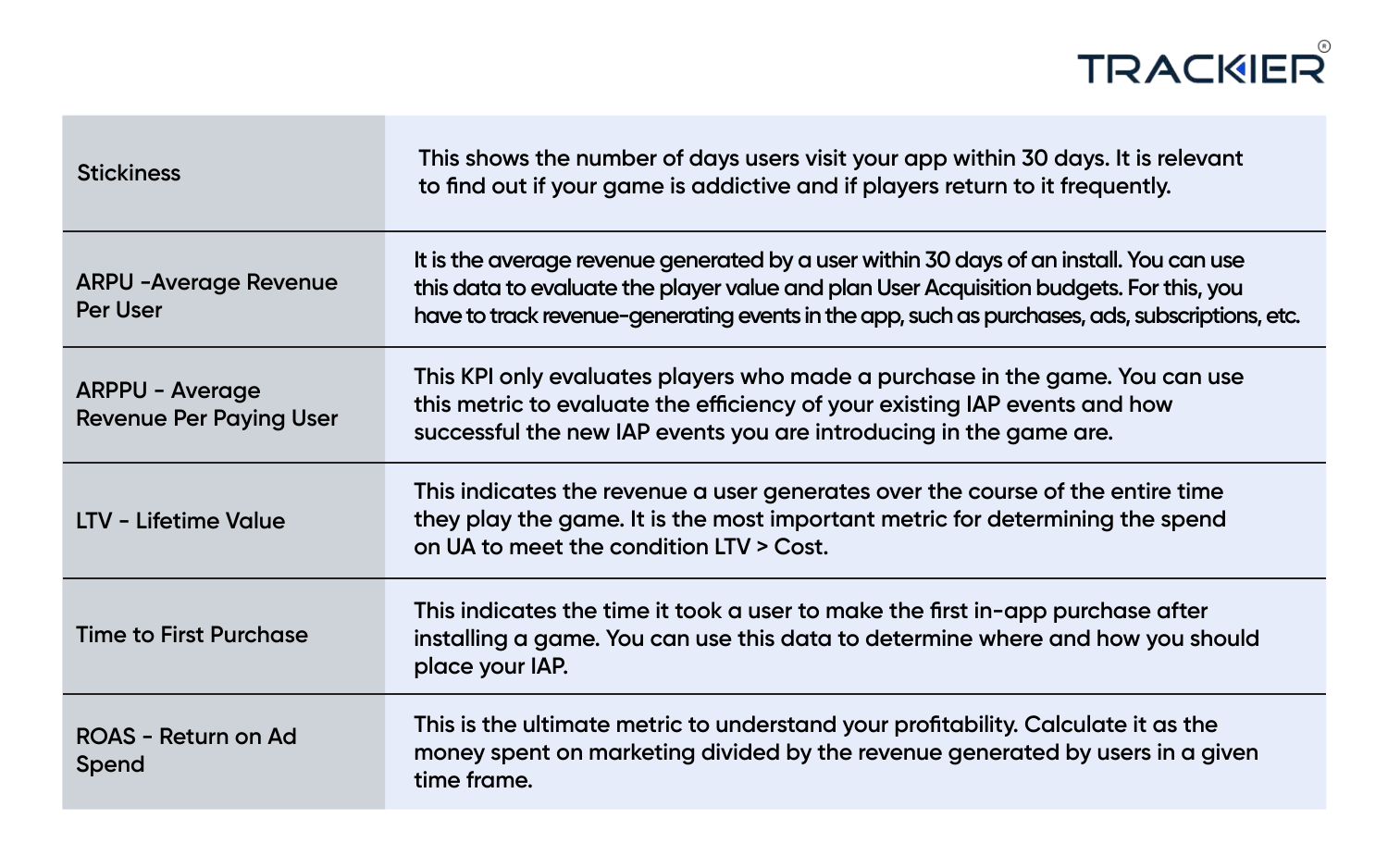| | |
|---|---|
| Stickiness | This shows the number of days users visit your app within 30 days. It is relevant to find out if your game is addictive and if players return to it frequently. |
| ARPU -Average Revenue Per User | It is the average revenue generated by a user within 30 days of an install. You can use this data to evaluate the player value and plan User Acquisition budgets. For this, you have to track revenue-generating events in the app, such as purchases, ads, subscriptions, etc. |
| ARPPU - Average Revenue Per Paying User | This KPI only evaluates players who made a purchase in the game. You can use this metric to evaluate the efficiency of your existing IAP events and how successful the new IAP events you are introducing in the game are. |
| LTV - Lifetime Value | This indicates the revenue a user generates over the course of the entire time they play the game. It is the most important metric for determining the spend on UA to meet the condition LTV > Cost. |
| Time to First Purchase | This indicates the time it took a user to make the first in-app purchase after installing a game. You can use this data to determine where and how you should place your IAP. |
| ROAS - Return on Ad Spend | This is the ultimate metric to understand your profitability. Calculate it as the money spent on marketing divided by the revenue generated by users in a given time frame. |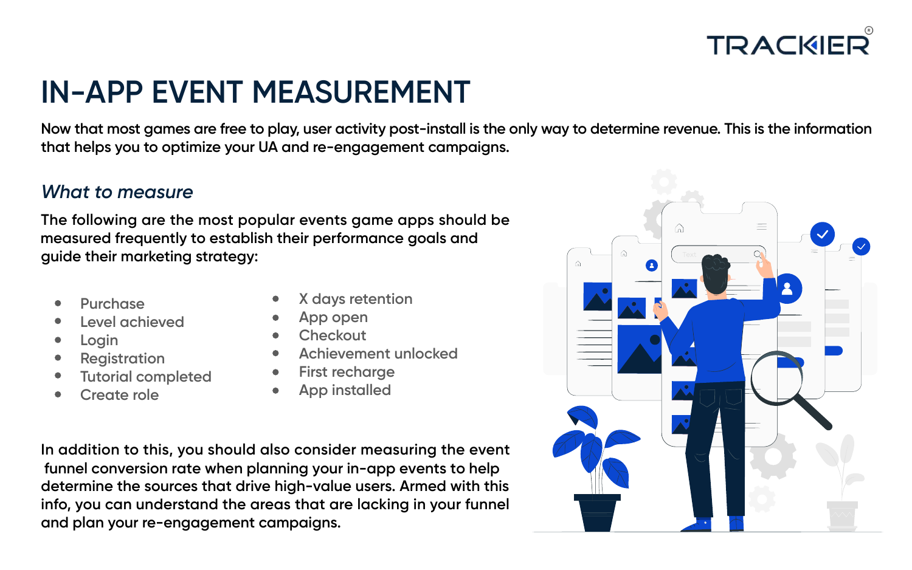# IN-APP EVENT MEASUREMENT

Now that most games are free to play, user activity post-install is the only way to determine revenue. This is the information that helps you to optimize your UA and re-engagement campaigns.

## *What to measure*

The following are the most popular events game apps should be measured frequently to establish their performance goals and guide their marketing strategy:

- Purchase
- Level achieved
- Login
- Registration
- Tutorial completed
- Create role
- X days retention
- App open
- Checkout
- Achievement unlocked
- First recharge
- App installed

In addition to this, you should also consider measuring the event funnel conversion rate when planning your in-app events to help determine the sources that drive high-value users. Armed with this info, you can understand the areas that are lacking in your funnel and plan your re-engagement campaigns.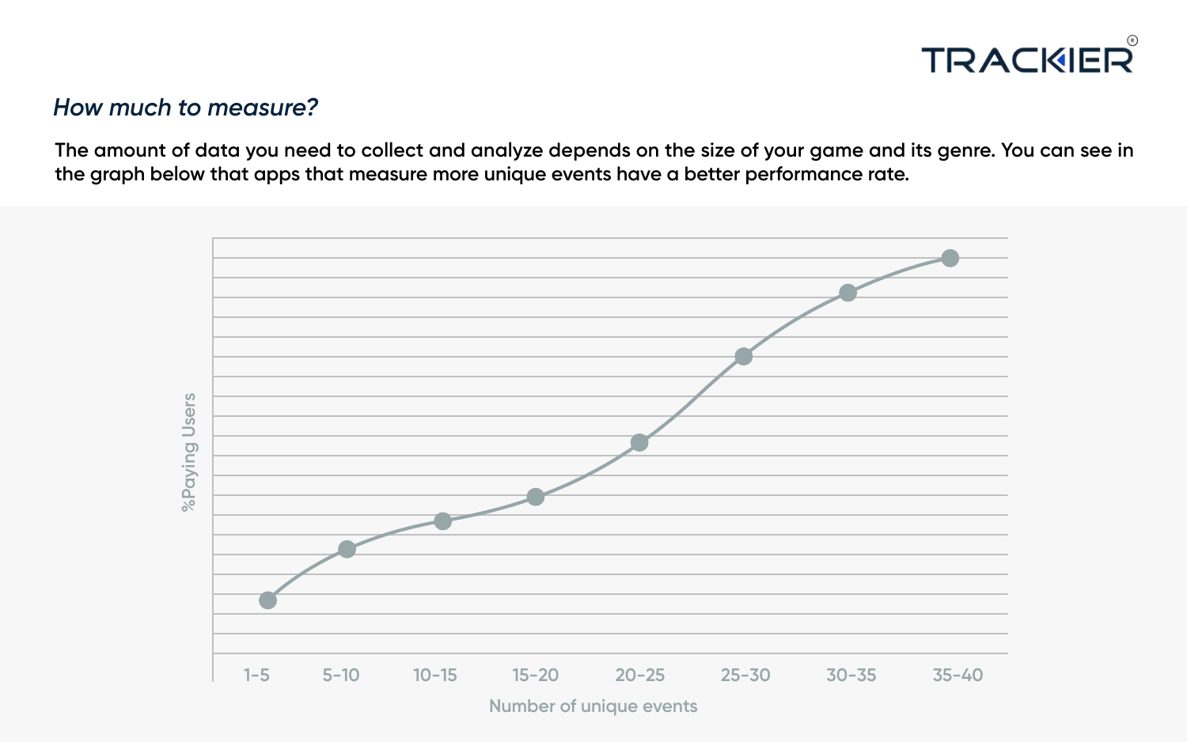## *How much to measure?*

The amount of data you need to collect and analyze depends on the size of your game and its genre. You can see in the graph below that apps that measure more unique events have a better performance rate.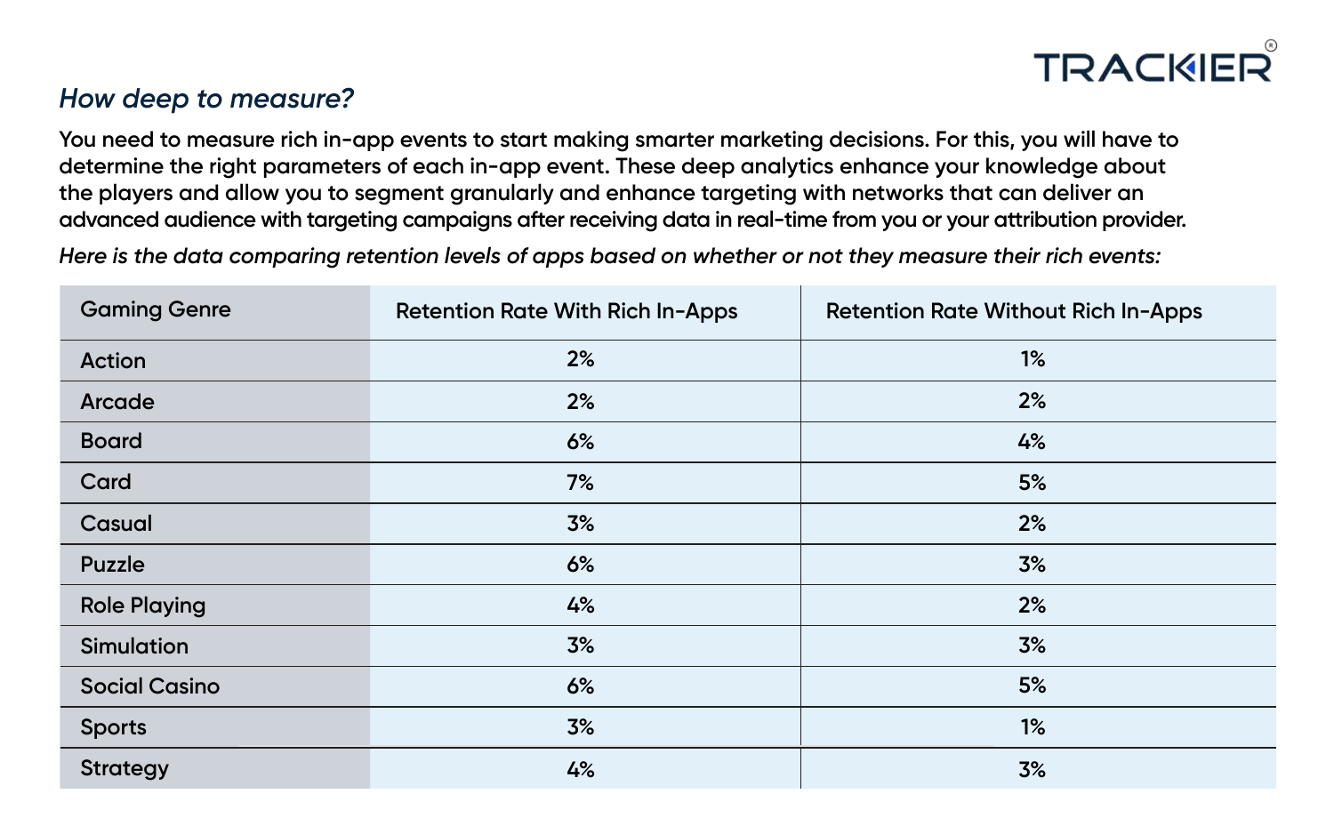### *How deep to measure?*

You need to measure rich in-app events to start making smarter marketing decisions. For this, you will have to determine the right parameters of each in-app event. These deep analytics enhance your knowledge about the players and allow you to segment granularly and enhance targeting with networks that can deliver an advanced audience with targeting campaigns after receiving data in real-time from you or your attribution provider.

*Here is the data comparing retention levels of apps based on whether or not they measure their rich events:*

| Gaming Genre | Retention Rate With Rich In-Apps | Retention Rate Without Rich In-Apps |
|---|---|---|
| Action | 2% | 1% |
| Arcade | 2% | 2% |
| Board | 6% | 4% |
| Card | 7% | 5% |
| Casual | 3% | 2% |
| Puzzle | 6% | 3% |
| Role Playing | 4% | 2% |
| Simulation | 3% | 3% |
| Social Casino | 6% | 5% |
| Sports | 3% | 1% |
| Strategy | 4% | 3% |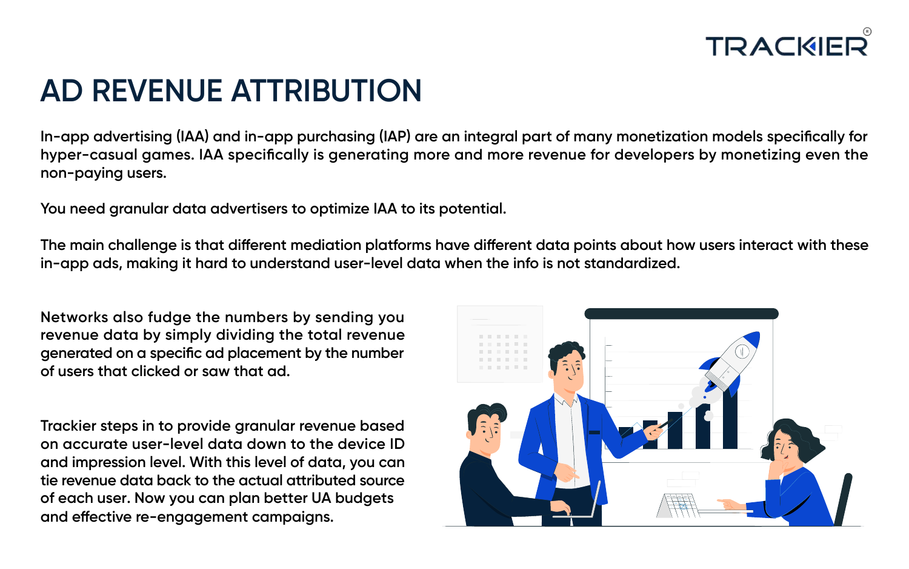# AD REVENUE ATTRIBUTION

In-app advertising (IAA) and in-app purchasing (IAP) are an integral part of many monetization models specifically for hyper-casual games. IAA specifically is generating more and more revenue for developers by monetizing even the non-paying users.

You need granular data advertisers to optimize IAA to its potential.

The main challenge is that different mediation platforms have different data points about how users interact with these in-app ads, making it hard to understand user-level data when the info is not standardized.

Networks also fudge the numbers by sending you revenue data by simply dividing the total revenue generated on a specific ad placement by the number of users that clicked or saw that ad.

Trackier steps in to provide granular revenue based on accurate user-level data down to the device ID and impression level. With this level of data, you can tie revenue data back to the actual attributed source of each user. Now you can plan better UA budgets and effective re-engagement campaigns.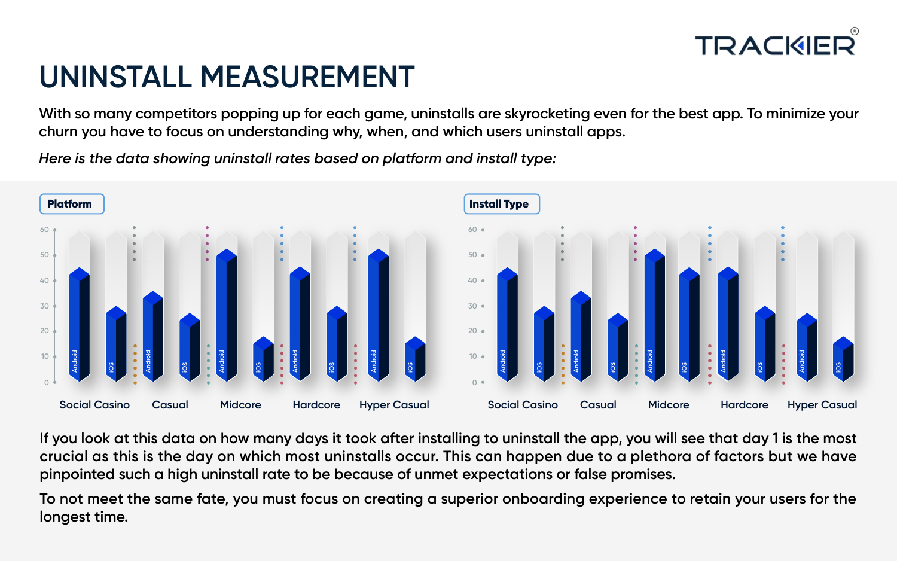# UNINSTALL MEASUREMENT

With so many competitors popping up for each game, uninstalls are skyrocketing even for the best app. To minimize your churn you have to focus on understanding why, when, and which users uninstall apps.

*Here is the data showing uninstall rates based on platform and install type:*

**Platform**

**Install Type**

If you look at this data on how many days it took after installing to uninstall the app, you will see that day 1 is the most crucial as this is the day on which most uninstalls occur. This can happen due to a plethora of factors but we have pinpointed such a high uninstall rate to be because of unmet expectations or false promises.

To not meet the same fate, you must focus on creating a superior onboarding experience to retain your users for the longest time.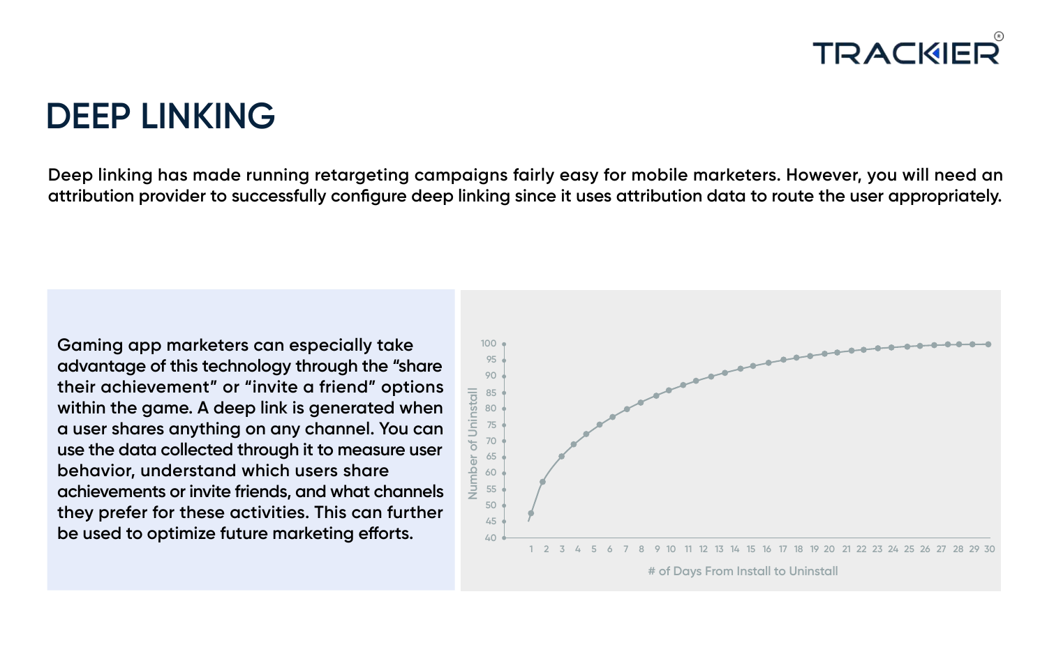# DEEP LINKING

Deep linking has made running retargeting campaigns fairly easy for mobile marketers. However, you will need an attribution provider to successfully configure deep linking since it uses attribution data to route the user appropriately.

Gaming app marketers can especially take advantage of this technology through the "share their achievement" or "invite a friend" options within the game. A deep link is generated when a user shares anything on any channel. You can use the data collected through it to measure user behavior, understand which users share achievements or invite friends, and what channels they prefer for these activities. This can further be used to optimize future marketing efforts.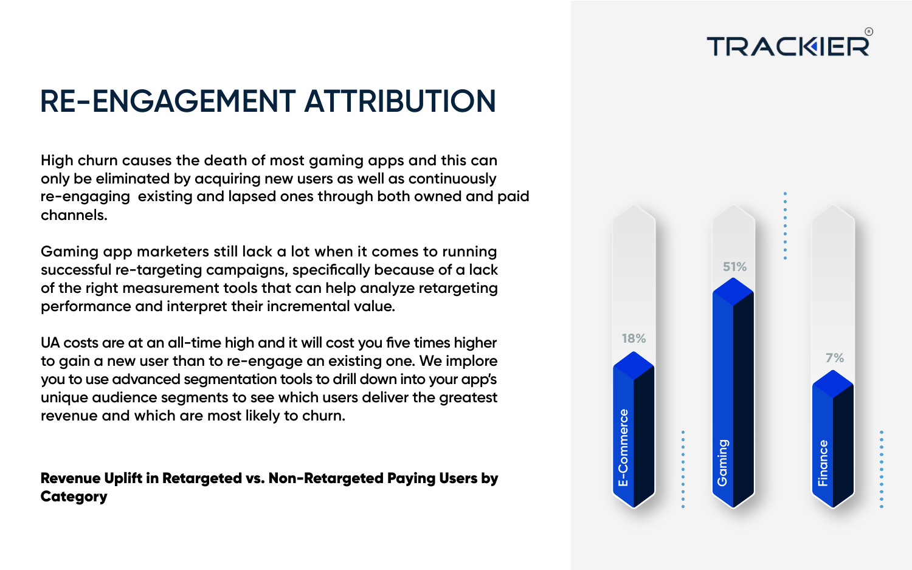# RE-ENGAGEMENT ATTRIBUTION

High churn causes the death of most gaming apps and this can only be eliminated by acquiring new users as well as continuously re-engaging existing and lapsed ones through both owned and paid channels.

Gaming app marketers still lack a lot when it comes to running successful re-targeting campaigns, specifically because of a lack of the right measurement tools that can help analyze retargeting performance and interpret their incremental value.

UA costs are at an all-time high and it will cost you five times higher to gain a new user than to re-engage an existing one. We implore you to use advanced segmentation tools to drill down into your app's unique audience segments to see which users deliver the greatest revenue and which are most likely to churn.

**Revenue Uplift in Retargeted vs. Non-Retargeted Paying Users by Category**

| Category | Revenue Uplift |
| --- | --- |
| E-Commerce | 18% |
| Gaming | 51% |
| Finance | 7% |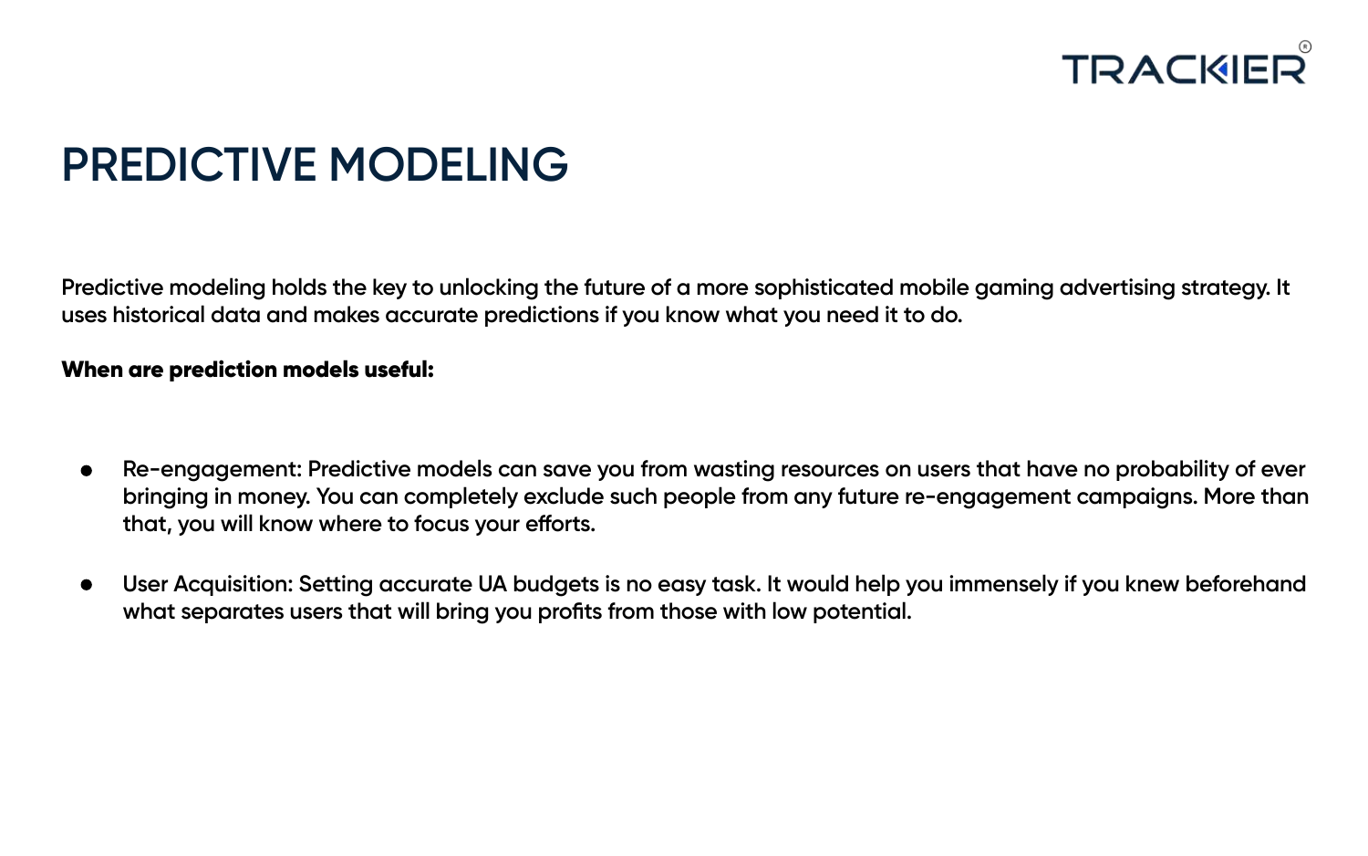# PREDICTIVE MODELING

Predictive modeling holds the key to unlocking the future of a more sophisticated mobile gaming advertising strategy. It uses historical data and makes accurate predictions if you know what you need it to do.

**When are prediction models useful:**

- Re-engagement: Predictive models can save you from wasting resources on users that have no probability of ever bringing in money. You can completely exclude such people from any future re-engagement campaigns. More than that, you will know where to focus your efforts.
- User Acquisition: Setting accurate UA budgets is no easy task. It would help you immensely if you knew beforehand what separates users that will bring you profits from those with low potential.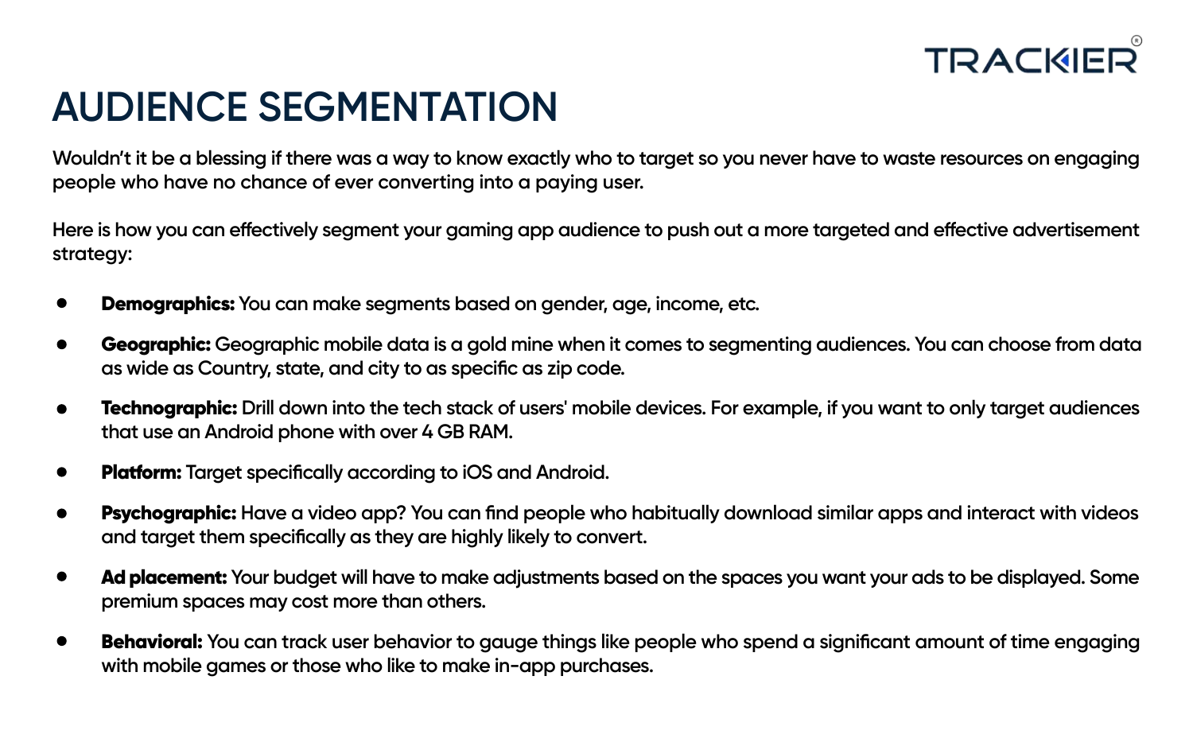# AUDIENCE SEGMENTATION

Wouldn't it be a blessing if there was a way to know exactly who to target so you never have to waste resources on engaging people who have no chance of ever converting into a paying user.

Here is how you can effectively segment your gaming app audience to push out a more targeted and effective advertisement strategy:

- **Demographics:** You can make segments based on gender, age, income, etc.
- **Geographic:** Geographic mobile data is a gold mine when it comes to segmenting audiences. You can choose from data as wide as Country, state, and city to as specific as zip code.
- **Technographic:** Drill down into the tech stack of users' mobile devices. For example, if you want to only target audiences that use an Android phone with over 4 GB RAM.
- **Platform:** Target specifically according to iOS and Android.
- **Psychographic:** Have a video app? You can find people who habitually download similar apps and interact with videos and target them specifically as they are highly likely to convert.
- **Ad placement:** Your budget will have to make adjustments based on the spaces you want your ads to be displayed. Some premium spaces may cost more than others.
- **Behavioral:** You can track user behavior to gauge things like people who spend a significant amount of time engaging with mobile games or those who like to make in-app purchases.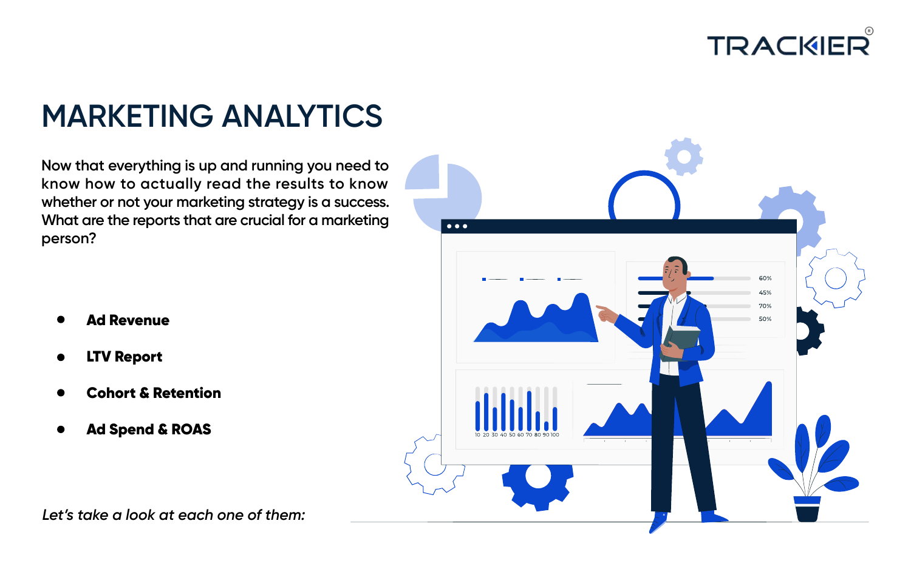# MARKETING ANALYTICS

Now that everything is up and running you need to know how to actually read the results to know whether or not your marketing strategy is a success. What are the reports that are crucial for a marketing person?

- **Ad Revenue**
- **LTV Report**
- **Cohort & Retention**
- **Ad Spend & ROAS**

*Let's take a look at each one of them:*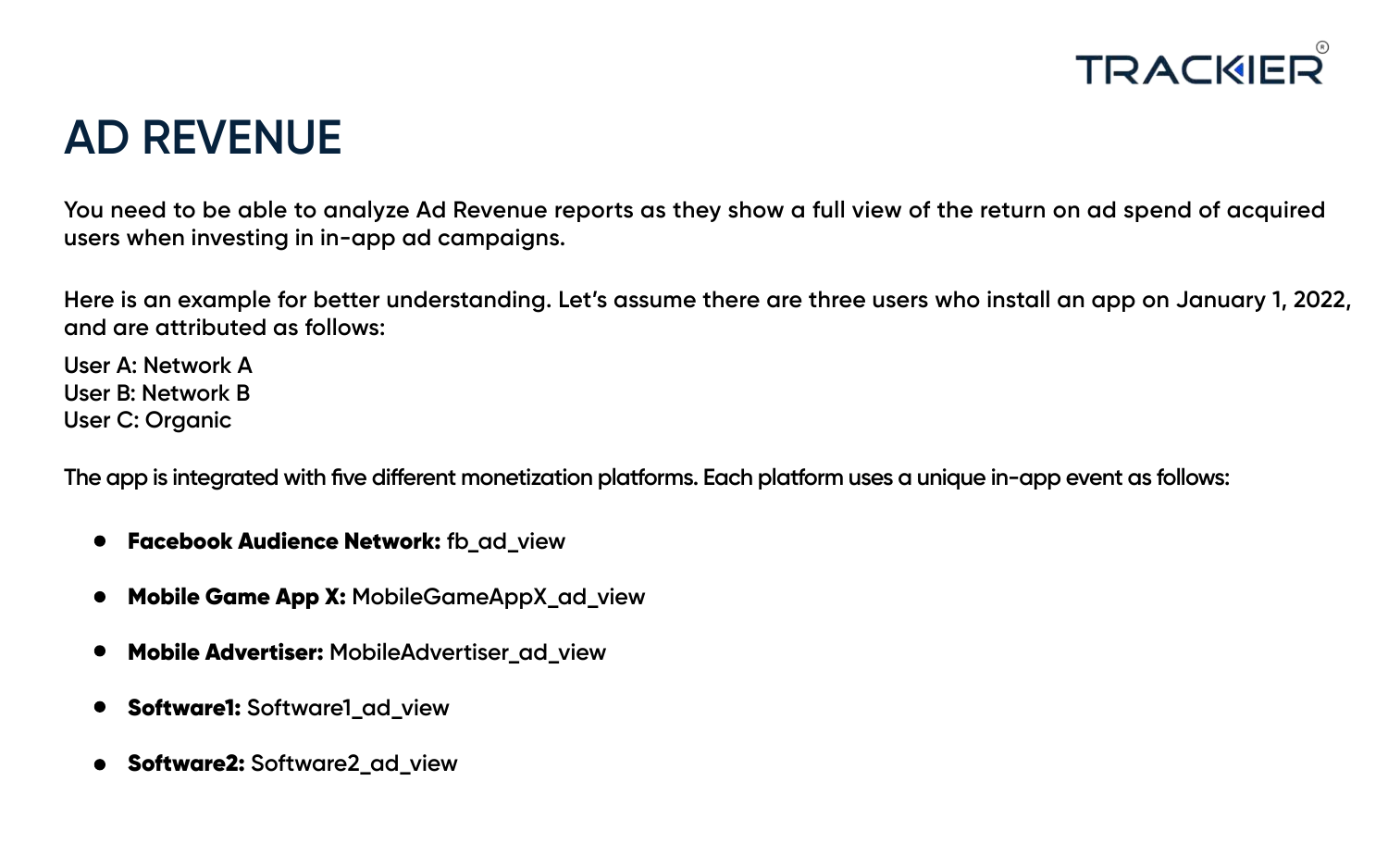# AD REVENUE

You need to be able to analyze Ad Revenue reports as they show a full view of the return on ad spend of acquired users when investing in in-app ad campaigns.

Here is an example for better understanding. Let's assume there are three users who install an app on January 1, 2022, and are attributed as follows:

User A: Network A
User B: Network B
User C: Organic

The app is integrated with five different monetization platforms. Each platform uses a unique in-app event as follows:

- **Facebook Audience Network:** fb_ad_view
- **Mobile Game App X:** MobileGameAppX_ad_view
- **Mobile Advertiser:** MobileAdvertiser_ad_view
- **Software1:** Software1_ad_view
- **Software2:** Software2_ad_view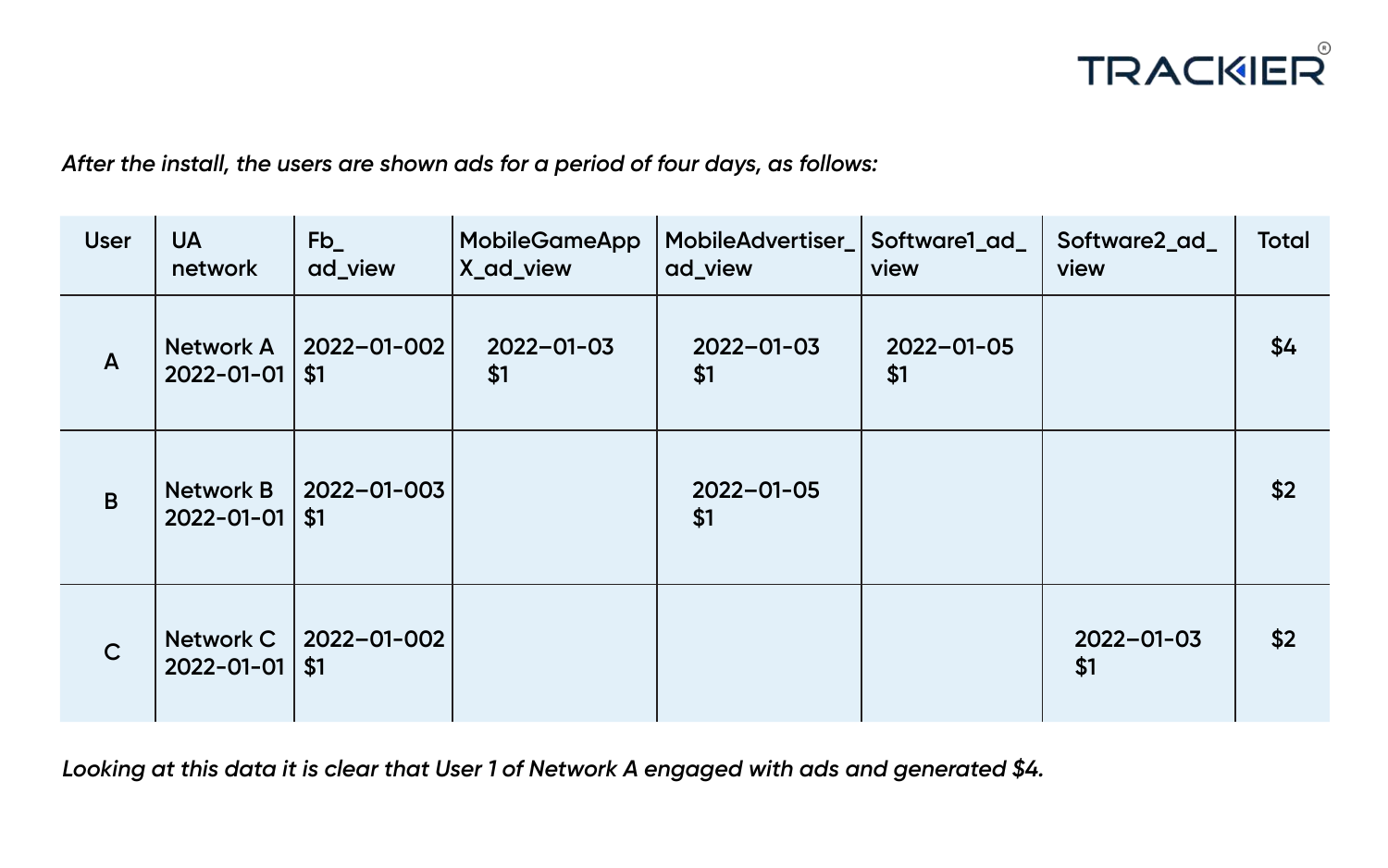*After the install, the users are shown ads for a period of four days, as follows:*

| User | UA network | Fb_ ad_view | MobileGameApp X_ad_view | MobileAdvertiser_ ad_view | Software1_ad_ view | Software2_ad_ view | Total |
|---|---|---|---|---|---|---|---|
| A | Network A 2022-01-01 | 2022–01-002 $1 | 2022–01-03 $1 | 2022–01-03 $1 | 2022–01-05 $1 | | $4 |
| B | Network B 2022-01-01 | 2022–01-003 $1 | | 2022–01-05 $1 | | | $2 |
| C | Network C 2022-01-01 | 2022–01-002 $1 | | | | 2022–01-03 $1 | $2 |

*Looking at this data it is clear that User 1 of Network A engaged with ads and generated $4.*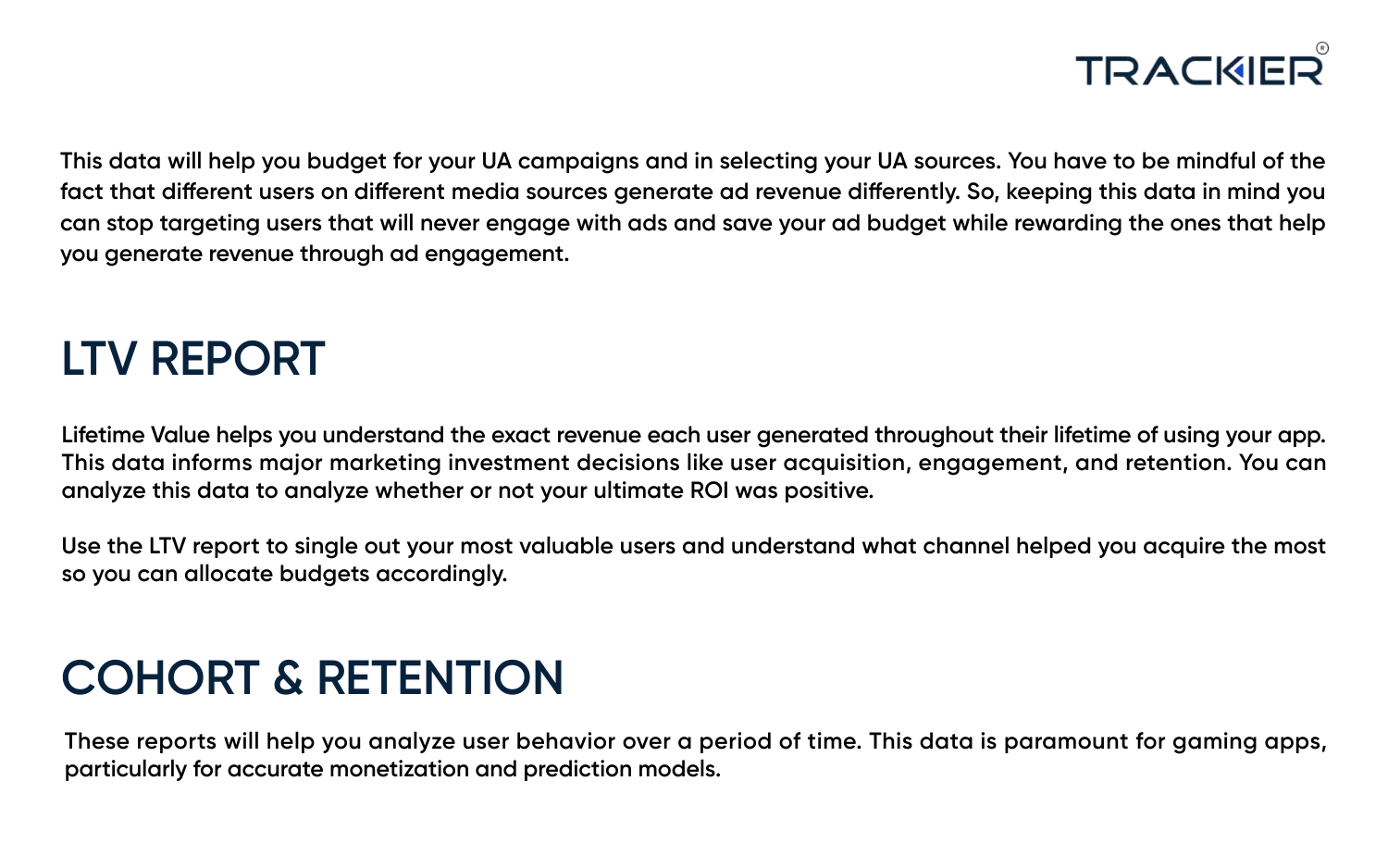This data will help you budget for your UA campaigns and in selecting your UA sources. You have to be mindful of the fact that different users on different media sources generate ad revenue differently. So, keeping this data in mind you can stop targeting users that will never engage with ads and save your ad budget while rewarding the ones that help you generate revenue through ad engagement.

## LTV REPORT

Lifetime Value helps you understand the exact revenue each user generated throughout their lifetime of using your app. This data informs major marketing investment decisions like user acquisition, engagement, and retention. You can analyze this data to analyze whether or not your ultimate ROI was positive.

Use the LTV report to single out your most valuable users and understand what channel helped you acquire the most so you can allocate budgets accordingly.

## COHORT & RETENTION

These reports will help you analyze user behavior over a period of time. This data is paramount for gaming apps, particularly for accurate monetization and prediction models.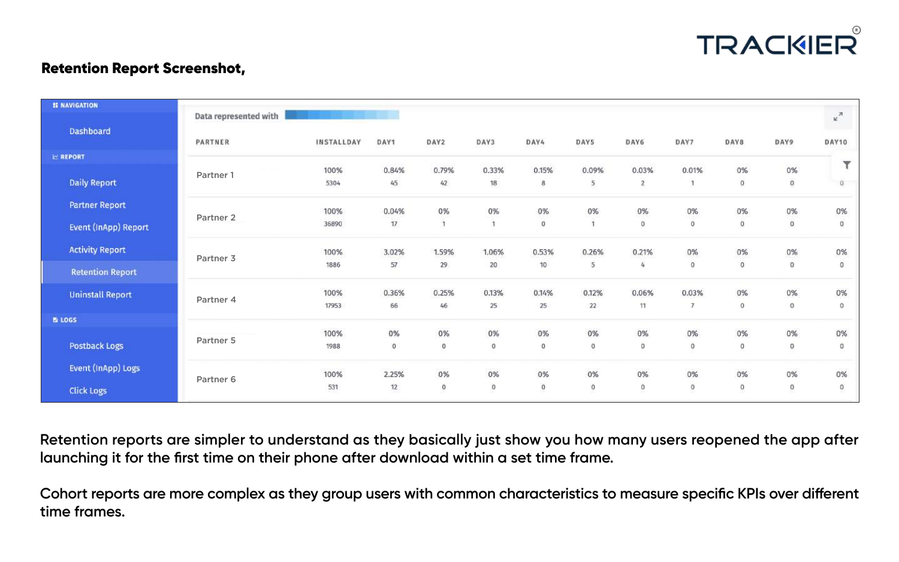**Retention Report Screenshot,**

| NAVIGATION | | | | | | | | | | | | |
|---|---|---|---|---|---|---|---|---|---|---|---|---|
| Dashboard | | | | | | | | | | | | |
| REPORT | | | | | | | | | | | | |
| Daily Report | | | | | | | | | | | | |
| Partner Report | | | | | | | | | | | | |
| Event (InApp) Report | | | | | | | | | | | | |
| Activity Report | | | | | | | | | | | | |
| Retention Report | | | | | | | | | | | | |
| Uninstall Report | | | | | | | | | | | | |
| LOGS | | | | | | | | | | | | |
| Postback Logs | | | | | | | | | | | | |
| Event (InApp) Logs | | | | | | | | | | | | |
| Click Logs | | | | | | | | | | | | |

Data represented with

| PARTNER | INSTALLDAY | DAY1 | DAY2 | DAY3 | DAY4 | DAY5 | DAY6 | DAY7 | DAY8 | DAY9 | DAY10 |
|---|---|---|---|---|---|---|---|---|---|---|---|
| Partner 1 | 100% 5304 | 0.84% 45 | 0.79% 42 | 0.33% 18 | 0.15% 8 | 0.09% 5 | 0.03% 2 | 0.01% 1 | 0% 0 | 0% 0 | 0 |
| Partner 2 | 100% 36890 | 0.04% 17 | 0% 1 | 0% 1 | 0% 0 | 0% 1 | 0% 0 | 0% 0 | 0% 0 | 0% 0 | 0% 0 |
| Partner 3 | 100% 1886 | 3.02% 57 | 1.59% 29 | 1.06% 20 | 0.53% 10 | 0.26% 5 | 0.21% 4 | 0% 0 | 0% 0 | 0% 0 | 0% 0 |
| Partner 4 | 100% 17953 | 0.36% 66 | 0.25% 46 | 0.13% 25 | 0.14% 25 | 0.12% 22 | 0.06% 11 | 0.03% 7 | 0% 0 | 0% 0 | 0% 0 |
| Partner 5 | 100% 1988 | 0% 0 | 0% 0 | 0% 0 | 0% 0 | 0% 0 | 0% 0 | 0% 0 | 0% 0 | 0% 0 | 0% 0 |
| Partner 6 | 100% 531 | 2.25% 12 | 0% 0 | 0% 0 | 0% 0 | 0% 0 | 0% 0 | 0% 0 | 0% 0 | 0% 0 | 0% 0 |

Retention reports are simpler to understand as they basically just show you how many users reopened the app after launching it for the first time on their phone after download within a set time frame.

Cohort reports are more complex as they group users with common characteristics to measure specific KPIs over different time frames.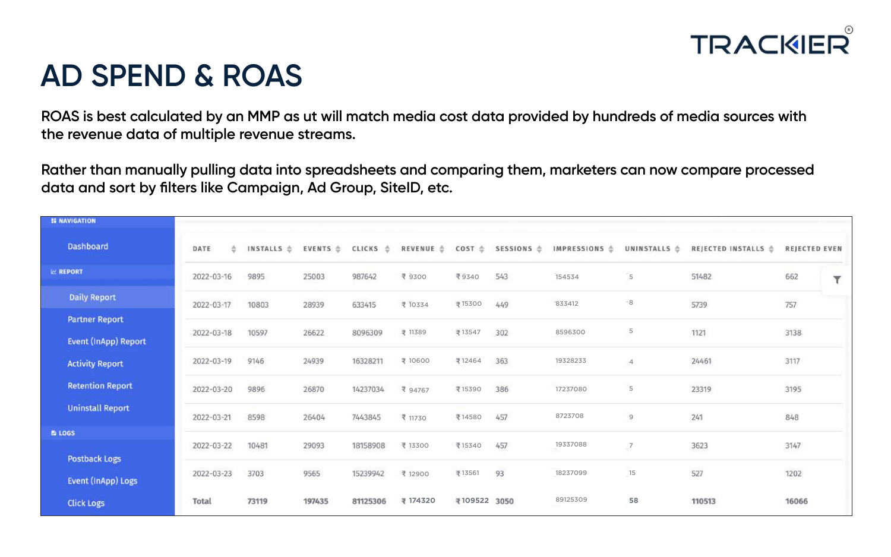# AD SPEND & ROAS

ROAS is best calculated by an MMP as ut will match media cost data provided by hundreds of media sources with the revenue data of multiple revenue streams.

Rather than manually pulling data into spreadsheets and comparing them, marketers can now compare processed data and sort by filters like Campaign, Ad Group, SiteID, etc.

NAVIGATION

- Dashboard

REPORT

- Daily Report
- Partner Report
- Event (InApp) Report
- Activity Report
- Retention Report
- Uninstall Report

LOGS

- Postback Logs
- Event (InApp) Logs
- Click Logs

| DATE | INSTALLS | EVENTS | CLICKS | REVENUE | COST | SESSIONS | IMPRESSIONS | UNINSTALLS | REJECTED INSTALLS | REJECTED EVEN |
|---|---|---|---|---|---|---|---|---|---|---|
| 2022-03-16 | 9895 | 25003 | 987642 | ₹ 9300 | ₹ 9340 | 543 | 154534 | 5 | 51482 | 662 |
| 2022-03-17 | 10803 | 28939 | 633415 | ₹ 10334 | ₹ 15300 | 449 | 833412 | 8 | 5739 | 757 |
| 2022-03-18 | 10597 | 26622 | 8096309 | ₹ 11389 | ₹ 13547 | 302 | 8596300 | 5 | 1121 | 3138 |
| 2022-03-19 | 9146 | 24939 | 16328211 | ₹ 10600 | ₹ 12464 | 363 | 19328233 | 4 | 24461 | 3117 |
| 2022-03-20 | 9896 | 26870 | 14237034 | ₹ 94767 | ₹ 15390 | 386 | 17237080 | 5 | 23319 | 3195 |
| 2022-03-21 | 8598 | 26404 | 7443845 | ₹ 11730 | ₹ 14580 | 457 | 8723708 | 9 | 241 | 848 |
| 2022-03-22 | 10481 | 29093 | 18158908 | ₹ 13300 | ₹ 15340 | 457 | 19337088 | 7 | 3623 | 3147 |
| 2022-03-23 | 3703 | 9565 | 15239942 | ₹ 12900 | ₹ 13561 | 93 | 18237099 | 15 | 527 | 1202 |
| **Total** | **73119** | **197435** | **81125306** | **₹ 174320** | **₹ 109522** | **3050** | 89125309 | **58** | **110513** | **16066** |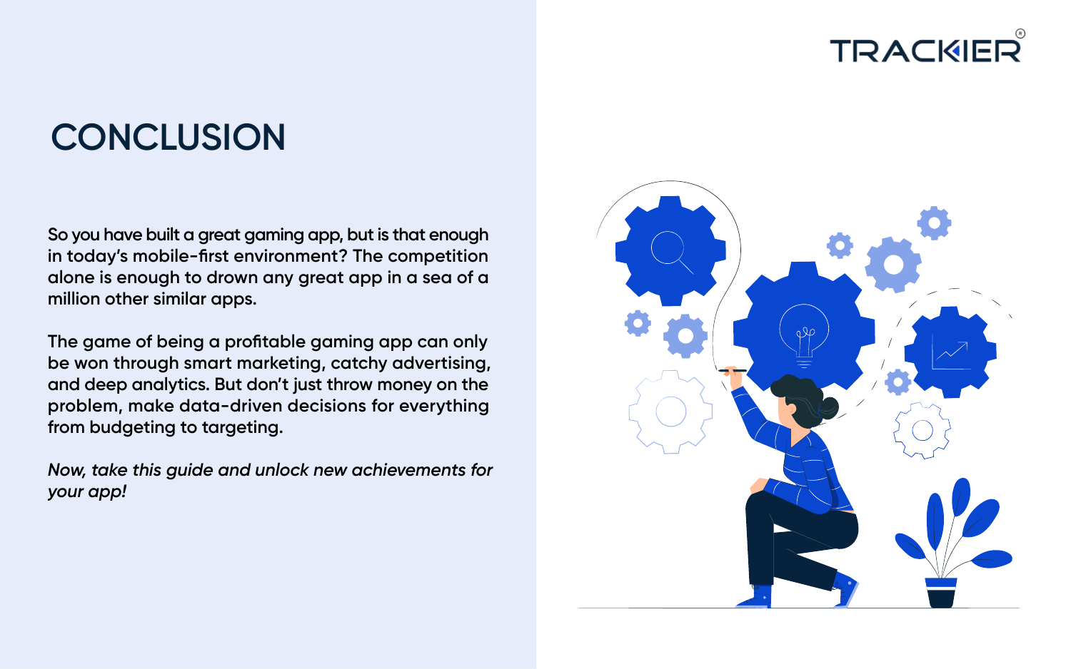# CONCLUSION

So you have built a great gaming app, but is that enough in today's mobile-first environment? The competition alone is enough to drown any great app in a sea of a million other similar apps.

The game of being a profitable gaming app can only be won through smart marketing, catchy advertising, and deep analytics. But don't just throw money on the problem, make data-driven decisions for everything from budgeting to targeting.

*Now, take this guide and unlock new achievements for your app!*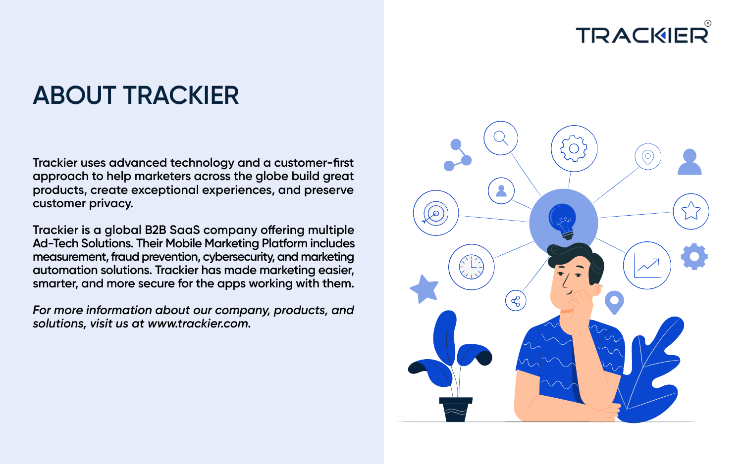# ABOUT TRACKIER

**Trackier uses advanced technology and a customer-first approach to help marketers across the globe build great products, create exceptional experiences, and preserve customer privacy.**

**Trackier is a global B2B SaaS company offering multiple Ad-Tech Solutions. Their Mobile Marketing Platform includes measurement, fraud prevention, cybersecurity, and marketing automation solutions. Trackier has made marketing easier, smarter, and more secure for the apps working with them.**

***For more information about our company, products, and solutions, visit us at www.trackier.com.***